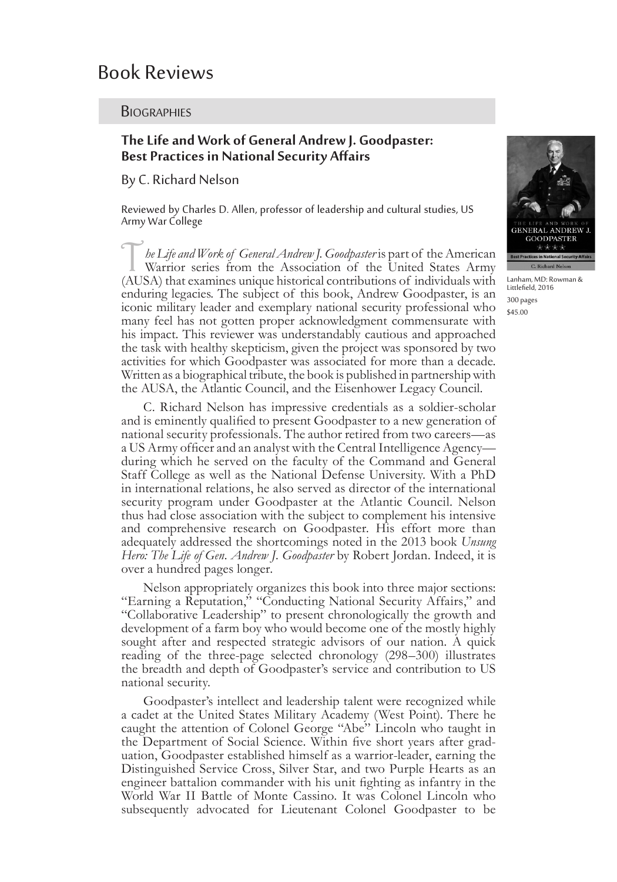# Book Reviews

## Biographies

### The Life and Work of General Andrew J. Goodpaster: Best Practices in National Security Affairs

By C. Richard Nelson

Reviewed by Charles D. Allen, professor of leadership and cultural studies, US Army War College

Lanham, MD: Rowman & Littlefield, 2016

300 pages

$45.00

*The Life and Work of General Andrew J. Goodpaster* is part of the American Warrior series from the Association of the United States Army (AUSA) that examines unique historical contributions of individuals with enduring legacies. The subject of this book, Andrew Goodpaster, is an iconic military leader and exemplary national security professional who many feel has not gotten proper acknowledgment commensurate with his impact. This reviewer was understandably cautious and approached the task with healthy skepticism, given the project was sponsored by two activities for which Goodpaster was associated for more than a decade. Written as a biographical tribute, the book is published in partnership with the AUSA, the Atlantic Council, and the Eisenhower Legacy Council.

C. Richard Nelson has impressive credentials as a soldier-scholar and is eminently qualified to present Goodpaster to a new generation of national security professionals. The author retired from two careers—as a US Army officer and an analyst with the Central Intelligence Agency—during which he served on the faculty of the Command and General Staff College as well as the National Defense University. With a PhD in international relations, he also served as director of the international security program under Goodpaster at the Atlantic Council. Nelson thus had close association with the subject to complement his intensive and comprehensive research on Goodpaster. His effort more than adequately addressed the shortcomings noted in the 2013 book *Unsung Hero: The Life of Gen. Andrew J. Goodpaster* by Robert Jordan. Indeed, it is over a hundred pages longer.

Nelson appropriately organizes this book into three major sections: "Earning a Reputation," "Conducting National Security Affairs," and "Collaborative Leadership" to present chronologically the growth and development of a farm boy who would become one of the mostly highly sought after and respected strategic advisors of our nation. A quick reading of the three-page selected chronology (298–300) illustrates the breadth and depth of Goodpaster's service and contribution to US national security.

Goodpaster's intellect and leadership talent were recognized while a cadet at the United States Military Academy (West Point). There he caught the attention of Colonel George "Abe" Lincoln who taught in the Department of Social Science. Within five short years after graduation, Goodpaster established himself as a warrior-leader, earning the Distinguished Service Cross, Silver Star, and two Purple Hearts as an engineer battalion commander with his unit fighting as infantry in the World War II Battle of Monte Cassino. It was Colonel Lincoln who subsequently advocated for Lieutenant Colonel Goodpaster to be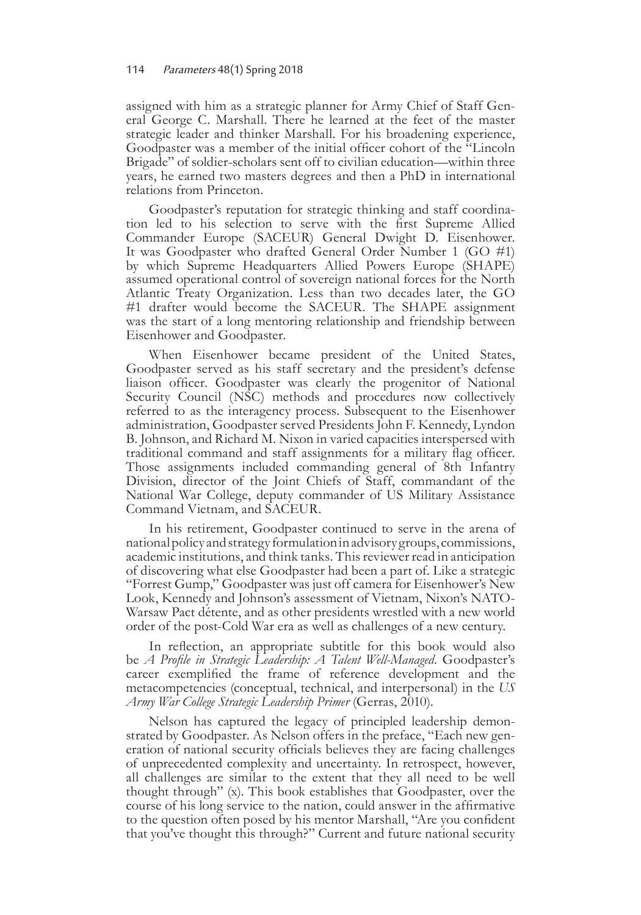assigned with him as a strategic planner for Army Chief of Staff General George C. Marshall. There he learned at the feet of the master strategic leader and thinker Marshall. For his broadening experience, Goodpaster was a member of the initial officer cohort of the "Lincoln Brigade" of soldier-scholars sent off to civilian education—within three years, he earned two masters degrees and then a PhD in international relations from Princeton.

Goodpaster's reputation for strategic thinking and staff coordination led to his selection to serve with the first Supreme Allied Commander Europe (SACEUR) General Dwight D. Eisenhower. It was Goodpaster who drafted General Order Number 1 (GO #1) by which Supreme Headquarters Allied Powers Europe (SHAPE) assumed operational control of sovereign national forces for the North Atlantic Treaty Organization. Less than two decades later, the GO #1 drafter would become the SACEUR. The SHAPE assignment was the start of a long mentoring relationship and friendship between Eisenhower and Goodpaster.

When Eisenhower became president of the United States, Goodpaster served as his staff secretary and the president's defense liaison officer. Goodpaster was clearly the progenitor of National Security Council (NSC) methods and procedures now collectively referred to as the interagency process. Subsequent to the Eisenhower administration, Goodpaster served Presidents John F. Kennedy, Lyndon B. Johnson, and Richard M. Nixon in varied capacities interspersed with traditional command and staff assignments for a military flag officer. Those assignments included commanding general of 8th Infantry Division, director of the Joint Chiefs of Staff, commandant of the National War College, deputy commander of US Military Assistance Command Vietnam, and SACEUR.

In his retirement, Goodpaster continued to serve in the arena of national policy and strategy formulation in advisory groups, commissions, academic institutions, and think tanks. This reviewer read in anticipation of discovering what else Goodpaster had been a part of. Like a strategic "Forrest Gump," Goodpaster was just off camera for Eisenhower's New Look, Kennedy and Johnson's assessment of Vietnam, Nixon's NATO-Warsaw Pact détente, and as other presidents wrestled with a new world order of the post-Cold War era as well as challenges of a new century.

In reflection, an appropriate subtitle for this book would also be *A Profile in Strategic Leadership: A Talent Well-Managed*. Goodpaster's career exemplified the frame of reference development and the metacompetencies (conceptual, technical, and interpersonal) in the *US Army War College Strategic Leadership Primer* (Gerras, 2010).

Nelson has captured the legacy of principled leadership demonstrated by Goodpaster. As Nelson offers in the preface, "Each new generation of national security officials believes they are facing challenges of unprecedented complexity and uncertainty. In retrospect, however, all challenges are similar to the extent that they all need to be well thought through" (x). This book establishes that Goodpaster, over the course of his long service to the nation, could answer in the affirmative to the question often posed by his mentor Marshall, "Are you confident that you've thought this through?" Current and future national security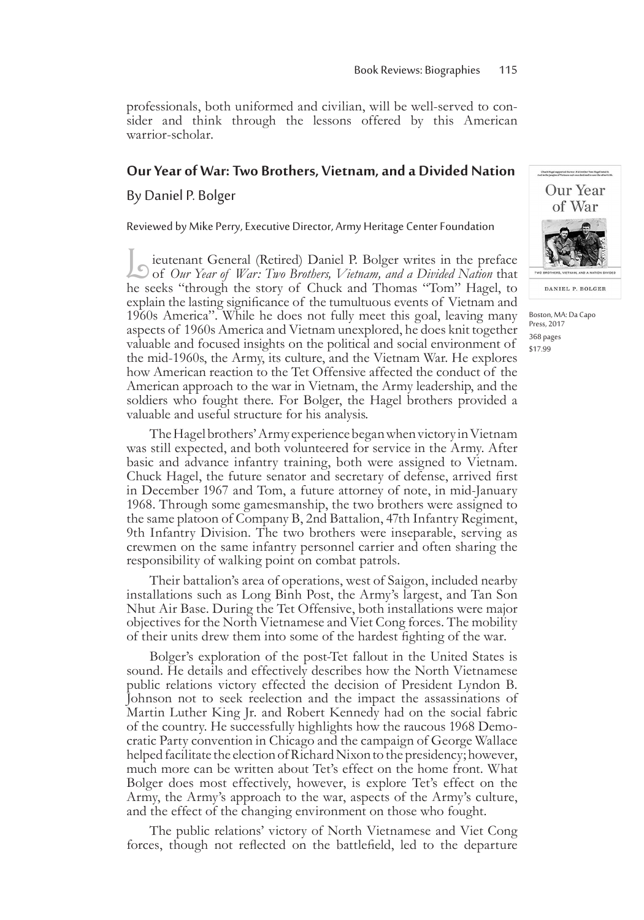professionals, both uniformed and civilian, will be well-served to consider and think through the lessons offered by this American warrior-scholar.

## Our Year of War: Two Brothers, Vietnam, and a Divided Nation

By Daniel P. Bolger

Reviewed by Mike Perry, Executive Director, Army Heritage Center Foundation

Boston, MA: Da Capo Press, 2017
368 pages
$17.99

Lieutenant General (Retired) Daniel P. Bolger writes in the preface of *Our Year of War: Two Brothers, Vietnam, and a Divided Nation* that he seeks "through the story of Chuck and Thomas "Tom" Hagel, to explain the lasting significance of the tumultuous events of Vietnam and 1960s America". While he does not fully meet this goal, leaving many aspects of 1960s America and Vietnam unexplored, he does knit together valuable and focused insights on the political and social environment of the mid-1960s, the Army, its culture, and the Vietnam War. He explores how American reaction to the Tet Offensive affected the conduct of the American approach to the war in Vietnam, the Army leadership, and the soldiers who fought there. For Bolger, the Hagel brothers provided a valuable and useful structure for his analysis.

The Hagel brothers' Army experience began when victory in Vietnam was still expected, and both volunteered for service in the Army. After basic and advance infantry training, both were assigned to Vietnam. Chuck Hagel, the future senator and secretary of defense, arrived first in December 1967 and Tom, a future attorney of note, in mid-January 1968. Through some gamesmanship, the two brothers were assigned to the same platoon of Company B, 2nd Battalion, 47th Infantry Regiment, 9th Infantry Division. The two brothers were inseparable, serving as crewmen on the same infantry personnel carrier and often sharing the responsibility of walking point on combat patrols.

Their battalion's area of operations, west of Saigon, included nearby installations such as Long Binh Post, the Army's largest, and Tan Son Nhut Air Base. During the Tet Offensive, both installations were major objectives for the North Vietnamese and Viet Cong forces. The mobility of their units drew them into some of the hardest fighting of the war.

Bolger's exploration of the post-Tet fallout in the United States is sound. He details and effectively describes how the North Vietnamese public relations victory effected the decision of President Lyndon B. Johnson not to seek reelection and the impact the assassinations of Martin Luther King Jr. and Robert Kennedy had on the social fabric of the country. He successfully highlights how the raucous 1968 Democratic Party convention in Chicago and the campaign of George Wallace helped facilitate the election of Richard Nixon to the presidency; however, much more can be written about Tet's effect on the home front. What Bolger does most effectively, however, is explore Tet's effect on the Army, the Army's approach to the war, aspects of the Army's culture, and the effect of the changing environment on those who fought.

The public relations' victory of North Vietnamese and Viet Cong forces, though not reflected on the battlefield, led to the departure